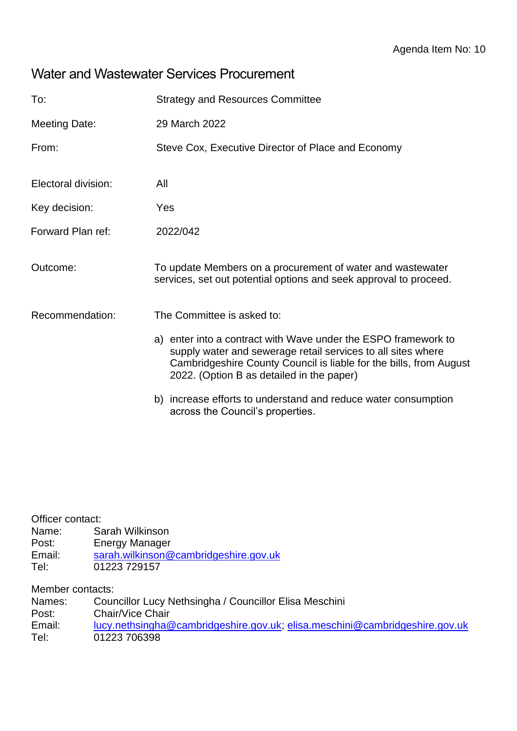Agenda Item No: 10

# Water and Wastewater Services Procurement

| | |
|---|---|
| To: | Strategy and Resources Committee |
| Meeting Date: | 29 March 2022 |
| From: | Steve Cox, Executive Director of Place and Economy |
| Electoral division: | All |
| Key decision: | Yes |
| Forward Plan ref: | 2022/042 |
| Outcome: | To update Members on a procurement of water and wastewater services, set out potential options and seek approval to proceed. |

Recommendation: The Committee is asked to:

a) enter into a contract with Wave under the ESPO framework to supply water and sewerage retail services to all sites where Cambridgeshire County Council is liable for the bills, from August 2022. (Option B as detailed in the paper)

b) increase efforts to understand and reduce water consumption across the Council's properties.

Officer contact:
Name: Sarah Wilkinson
Post: Energy Manager
Email: sarah.wilkinson@cambridgeshire.gov.uk
Tel: 01223 729157

Member contacts:
Names: Councillor Lucy Nethsingha / Councillor Elisa Meschini
Post: Chair/Vice Chair
Email: lucy.nethsingha@cambridgeshire.gov.uk; elisa.meschini@cambridgeshire.gov.uk
Tel: 01223 706398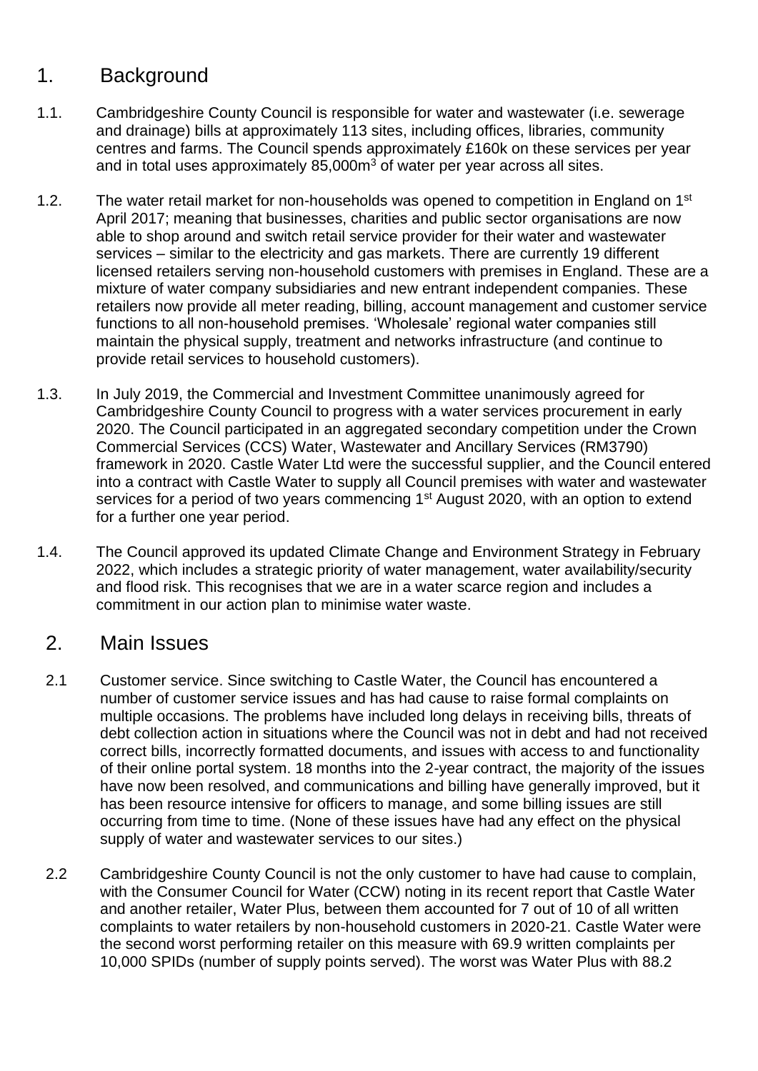## 1. Background

1.1. Cambridgeshire County Council is responsible for water and wastewater (i.e. sewerage and drainage) bills at approximately 113 sites, including offices, libraries, community centres and farms. The Council spends approximately £160k on these services per year and in total uses approximately 85,000m$^3$ of water per year across all sites.

1.2. The water retail market for non-households was opened to competition in England on 1st April 2017; meaning that businesses, charities and public sector organisations are now able to shop around and switch retail service provider for their water and wastewater services – similar to the electricity and gas markets. There are currently 19 different licensed retailers serving non-household customers with premises in England. These are a mixture of water company subsidiaries and new entrant independent companies. These retailers now provide all meter reading, billing, account management and customer service functions to all non-household premises. 'Wholesale' regional water companies still maintain the physical supply, treatment and networks infrastructure (and continue to provide retail services to household customers).

1.3. In July 2019, the Commercial and Investment Committee unanimously agreed for Cambridgeshire County Council to progress with a water services procurement in early 2020. The Council participated in an aggregated secondary competition under the Crown Commercial Services (CCS) Water, Wastewater and Ancillary Services (RM3790) framework in 2020. Castle Water Ltd were the successful supplier, and the Council entered into a contract with Castle Water to supply all Council premises with water and wastewater services for a period of two years commencing 1st August 2020, with an option to extend for a further one year period.

1.4. The Council approved its updated Climate Change and Environment Strategy in February 2022, which includes a strategic priority of water management, water availability/security and flood risk. This recognises that we are in a water scarce region and includes a commitment in our action plan to minimise water waste.

## 2. Main Issues

2.1 Customer service. Since switching to Castle Water, the Council has encountered a number of customer service issues and has had cause to raise formal complaints on multiple occasions. The problems have included long delays in receiving bills, threats of debt collection action in situations where the Council was not in debt and had not received correct bills, incorrectly formatted documents, and issues with access to and functionality of their online portal system. 18 months into the 2-year contract, the majority of the issues have now been resolved, and communications and billing have generally improved, but it has been resource intensive for officers to manage, and some billing issues are still occurring from time to time. (None of these issues have had any effect on the physical supply of water and wastewater services to our sites.)

2.2 Cambridgeshire County Council is not the only customer to have had cause to complain, with the Consumer Council for Water (CCW) noting in its recent report that Castle Water and another retailer, Water Plus, between them accounted for 7 out of 10 of all written complaints to water retailers by non-household customers in 2020-21. Castle Water were the second worst performing retailer on this measure with 69.9 written complaints per 10,000 SPIDs (number of supply points served). The worst was Water Plus with 88.2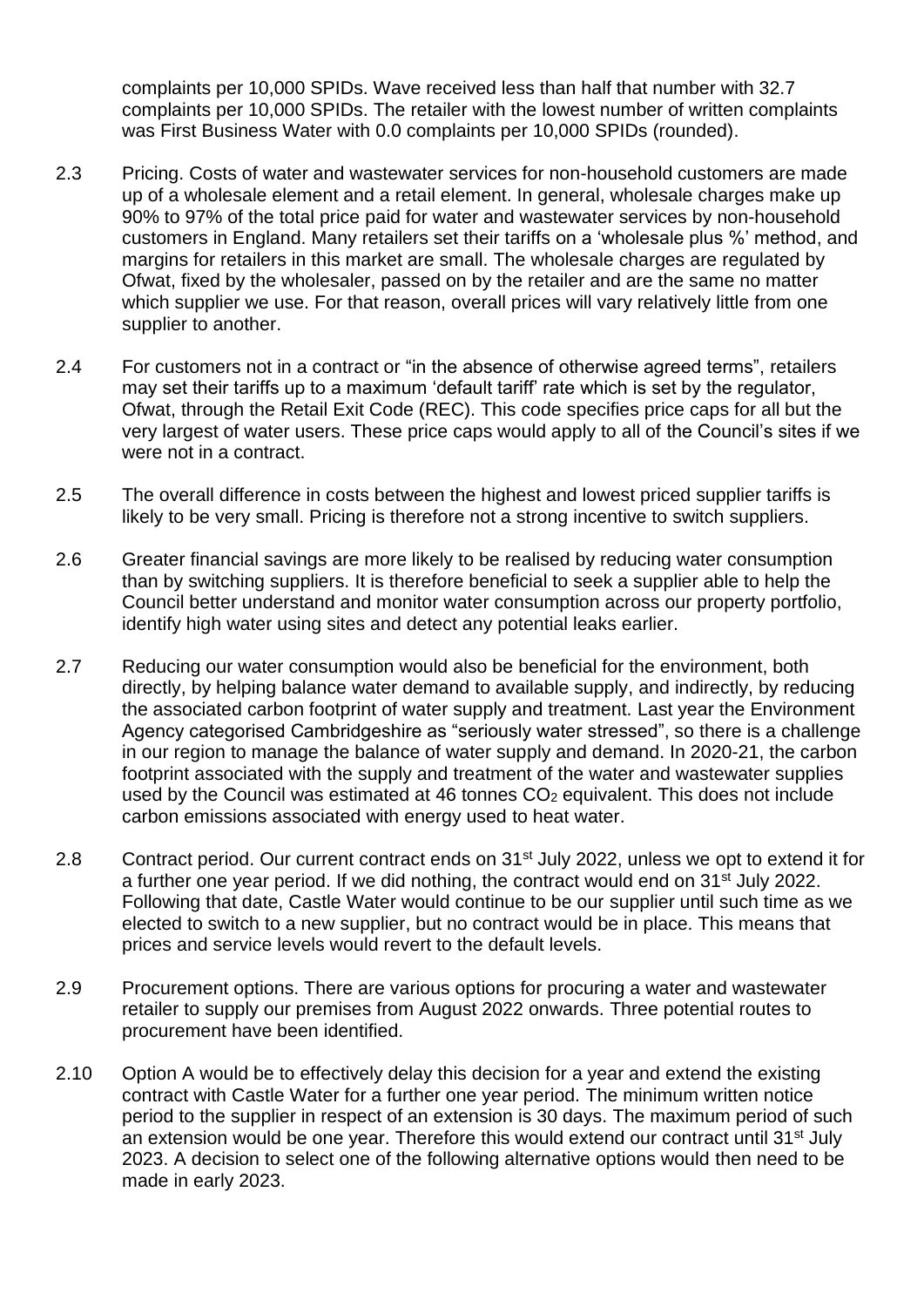complaints per 10,000 SPIDs. Wave received less than half that number with 32.7 complaints per 10,000 SPIDs. The retailer with the lowest number of written complaints was First Business Water with 0.0 complaints per 10,000 SPIDs (rounded).

2.3 Pricing. Costs of water and wastewater services for non-household customers are made up of a wholesale element and a retail element. In general, wholesale charges make up 90% to 97% of the total price paid for water and wastewater services by non-household customers in England. Many retailers set their tariffs on a 'wholesale plus %' method, and margins for retailers in this market are small. The wholesale charges are regulated by Ofwat, fixed by the wholesaler, passed on by the retailer and are the same no matter which supplier we use. For that reason, overall prices will vary relatively little from one supplier to another.

2.4 For customers not in a contract or "in the absence of otherwise agreed terms", retailers may set their tariffs up to a maximum 'default tariff' rate which is set by the regulator, Ofwat, through the Retail Exit Code (REC). This code specifies price caps for all but the very largest of water users. These price caps would apply to all of the Council's sites if we were not in a contract.

2.5 The overall difference in costs between the highest and lowest priced supplier tariffs is likely to be very small. Pricing is therefore not a strong incentive to switch suppliers.

2.6 Greater financial savings are more likely to be realised by reducing water consumption than by switching suppliers. It is therefore beneficial to seek a supplier able to help the Council better understand and monitor water consumption across our property portfolio, identify high water using sites and detect any potential leaks earlier.

2.7 Reducing our water consumption would also be beneficial for the environment, both directly, by helping balance water demand to available supply, and indirectly, by reducing the associated carbon footprint of water supply and treatment. Last year the Environment Agency categorised Cambridgeshire as "seriously water stressed", so there is a challenge in our region to manage the balance of water supply and demand. In 2020-21, the carbon footprint associated with the supply and treatment of the water and wastewater supplies used by the Council was estimated at 46 tonnes $CO_2$ equivalent. This does not include carbon emissions associated with energy used to heat water.

2.8 Contract period. Our current contract ends on 31st July 2022, unless we opt to extend it for a further one year period. If we did nothing, the contract would end on 31st July 2022. Following that date, Castle Water would continue to be our supplier until such time as we elected to switch to a new supplier, but no contract would be in place. This means that prices and service levels would revert to the default levels.

2.9 Procurement options. There are various options for procuring a water and wastewater retailer to supply our premises from August 2022 onwards. Three potential routes to procurement have been identified.

2.10 Option A would be to effectively delay this decision for a year and extend the existing contract with Castle Water for a further one year period. The minimum written notice period to the supplier in respect of an extension is 30 days. The maximum period of such an extension would be one year. Therefore this would extend our contract until 31st July 2023. A decision to select one of the following alternative options would then need to be made in early 2023.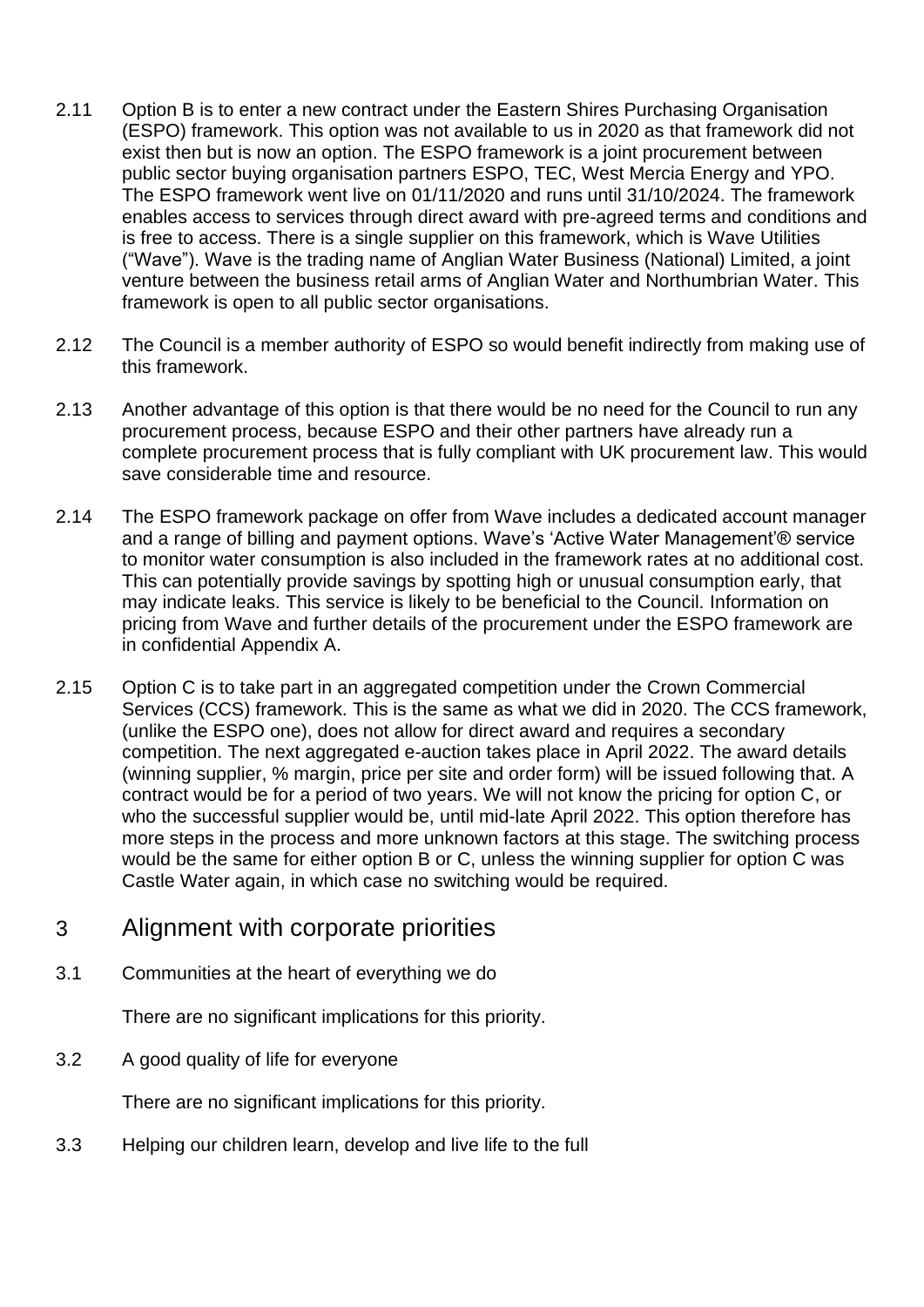2.11 Option B is to enter a new contract under the Eastern Shires Purchasing Organisation (ESPO) framework. This option was not available to us in 2020 as that framework did not exist then but is now an option. The ESPO framework is a joint procurement between public sector buying organisation partners ESPO, TEC, West Mercia Energy and YPO. The ESPO framework went live on 01/11/2020 and runs until 31/10/2024. The framework enables access to services through direct award with pre-agreed terms and conditions and is free to access. There is a single supplier on this framework, which is Wave Utilities ("Wave"). Wave is the trading name of Anglian Water Business (National) Limited, a joint venture between the business retail arms of Anglian Water and Northumbrian Water. This framework is open to all public sector organisations.

2.12 The Council is a member authority of ESPO so would benefit indirectly from making use of this framework.

2.13 Another advantage of this option is that there would be no need for the Council to run any procurement process, because ESPO and their other partners have already run a complete procurement process that is fully compliant with UK procurement law. This would save considerable time and resource.

2.14 The ESPO framework package on offer from Wave includes a dedicated account manager and a range of billing and payment options. Wave's 'Active Water Management'® service to monitor water consumption is also included in the framework rates at no additional cost. This can potentially provide savings by spotting high or unusual consumption early, that may indicate leaks. This service is likely to be beneficial to the Council. Information on pricing from Wave and further details of the procurement under the ESPO framework are in confidential Appendix A.

2.15 Option C is to take part in an aggregated competition under the Crown Commercial Services (CCS) framework. This is the same as what we did in 2020. The CCS framework, (unlike the ESPO one), does not allow for direct award and requires a secondary competition. The next aggregated e-auction takes place in April 2022. The award details (winning supplier, % margin, price per site and order form) will be issued following that. A contract would be for a period of two years. We will not know the pricing for option C, or who the successful supplier would be, until mid-late April 2022. This option therefore has more steps in the process and more unknown factors at this stage. The switching process would be the same for either option B or C, unless the winning supplier for option C was Castle Water again, in which case no switching would be required.

## 3 Alignment with corporate priorities

3.1 Communities at the heart of everything we do

There are no significant implications for this priority.

3.2 A good quality of life for everyone

There are no significant implications for this priority.

3.3 Helping our children learn, develop and live life to the full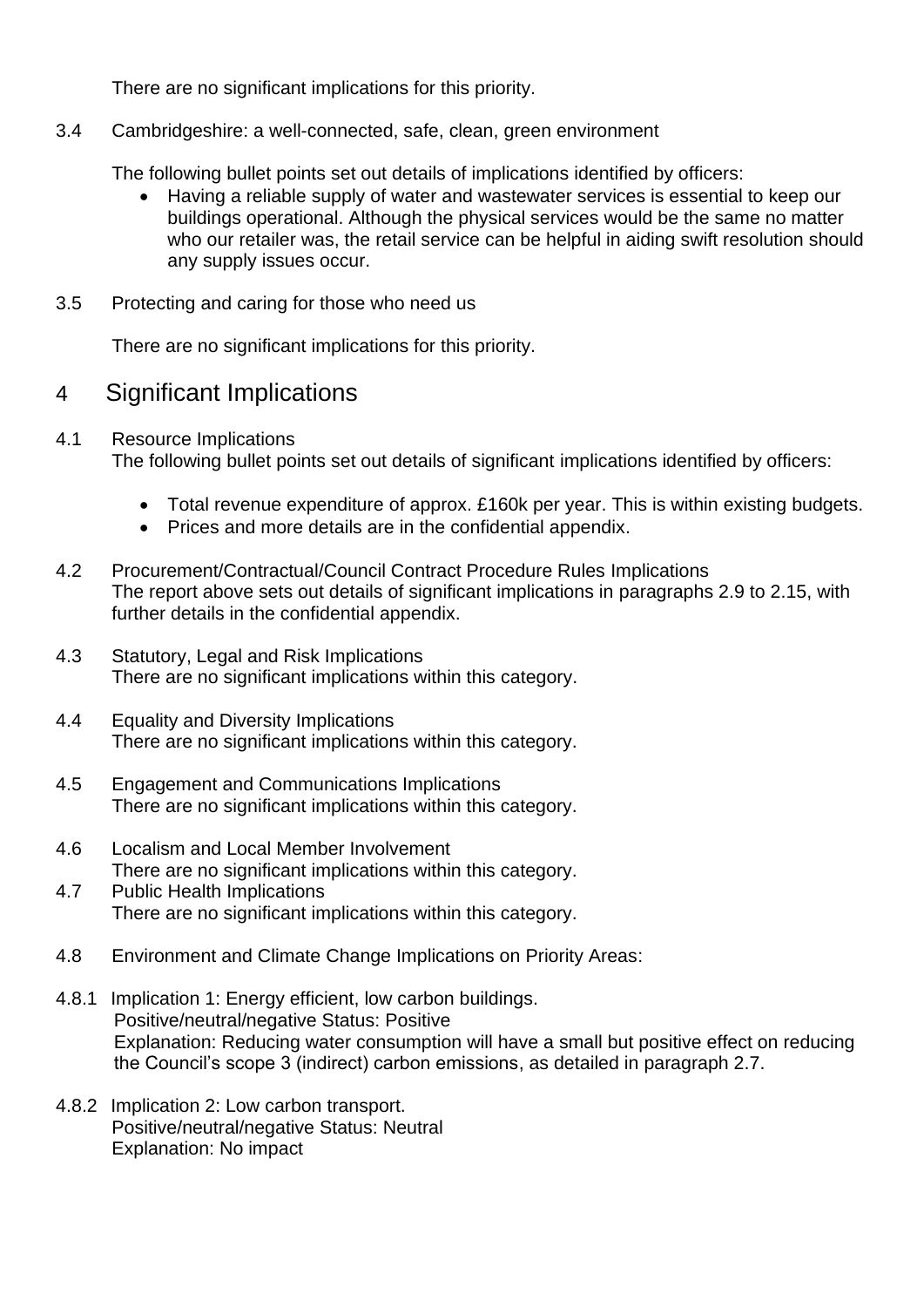There are no significant implications for this priority.

3.4 Cambridgeshire: a well-connected, safe, clean, green environment

The following bullet points set out details of implications identified by officers:

- Having a reliable supply of water and wastewater services is essential to keep our buildings operational. Although the physical services would be the same no matter who our retailer was, the retail service can be helpful in aiding swift resolution should any supply issues occur.

3.5 Protecting and caring for those who need us

There are no significant implications for this priority.

## 4 Significant Implications

4.1 Resource Implications
The following bullet points set out details of significant implications identified by officers:

- Total revenue expenditure of approx. £160k per year. This is within existing budgets.
- Prices and more details are in the confidential appendix.

4.2 Procurement/Contractual/Council Contract Procedure Rules Implications
The report above sets out details of significant implications in paragraphs 2.9 to 2.15, with further details in the confidential appendix.

4.3 Statutory, Legal and Risk Implications
There are no significant implications within this category.

4.4 Equality and Diversity Implications
There are no significant implications within this category.

4.5 Engagement and Communications Implications
There are no significant implications within this category.

4.6 Localism and Local Member Involvement
There are no significant implications within this category.

4.7 Public Health Implications
There are no significant implications within this category.

4.8 Environment and Climate Change Implications on Priority Areas:

4.8.1 Implication 1: Energy efficient, low carbon buildings.
Positive/neutral/negative Status: Positive
Explanation: Reducing water consumption will have a small but positive effect on reducing the Council's scope 3 (indirect) carbon emissions, as detailed in paragraph 2.7.

4.8.2 Implication 2: Low carbon transport.
Positive/neutral/negative Status: Neutral
Explanation: No impact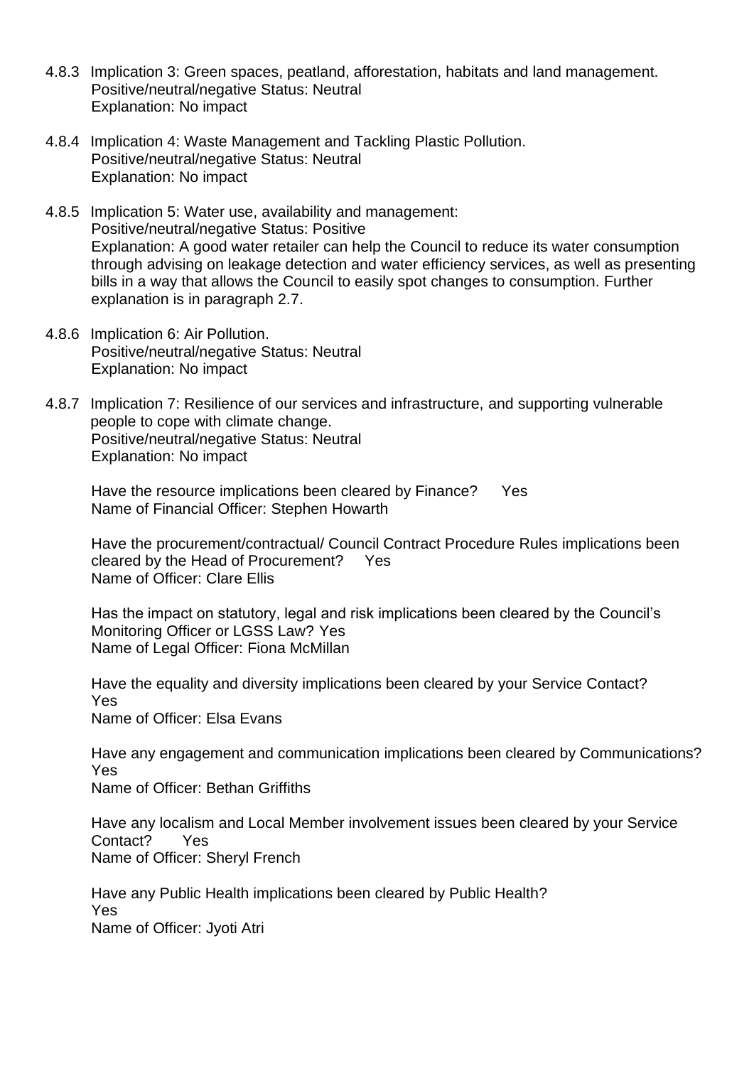4.8.3 Implication 3: Green spaces, peatland, afforestation, habitats and land management.
Positive/neutral/negative Status: Neutral
Explanation: No impact

4.8.4 Implication 4: Waste Management and Tackling Plastic Pollution.
Positive/neutral/negative Status: Neutral
Explanation: No impact

4.8.5 Implication 5: Water use, availability and management:
Positive/neutral/negative Status: Positive
Explanation: A good water retailer can help the Council to reduce its water consumption through advising on leakage detection and water efficiency services, as well as presenting bills in a way that allows the Council to easily spot changes to consumption. Further explanation is in paragraph 2.7.

4.8.6 Implication 6: Air Pollution.
Positive/neutral/negative Status: Neutral
Explanation: No impact

4.8.7 Implication 7: Resilience of our services and infrastructure, and supporting vulnerable people to cope with climate change.
Positive/neutral/negative Status: Neutral
Explanation: No impact

Have the resource implications been cleared by Finance? Yes
Name of Financial Officer: Stephen Howarth

Have the procurement/contractual/ Council Contract Procedure Rules implications been cleared by the Head of Procurement? Yes
Name of Officer: Clare Ellis

Has the impact on statutory, legal and risk implications been cleared by the Council's Monitoring Officer or LGSS Law? Yes
Name of Legal Officer: Fiona McMillan

Have the equality and diversity implications been cleared by your Service Contact?
Yes
Name of Officer: Elsa Evans

Have any engagement and communication implications been cleared by Communications?
Yes
Name of Officer: Bethan Griffiths

Have any localism and Local Member involvement issues been cleared by your Service Contact? Yes
Name of Officer: Sheryl French

Have any Public Health implications been cleared by Public Health?
Yes
Name of Officer: Jyoti Atri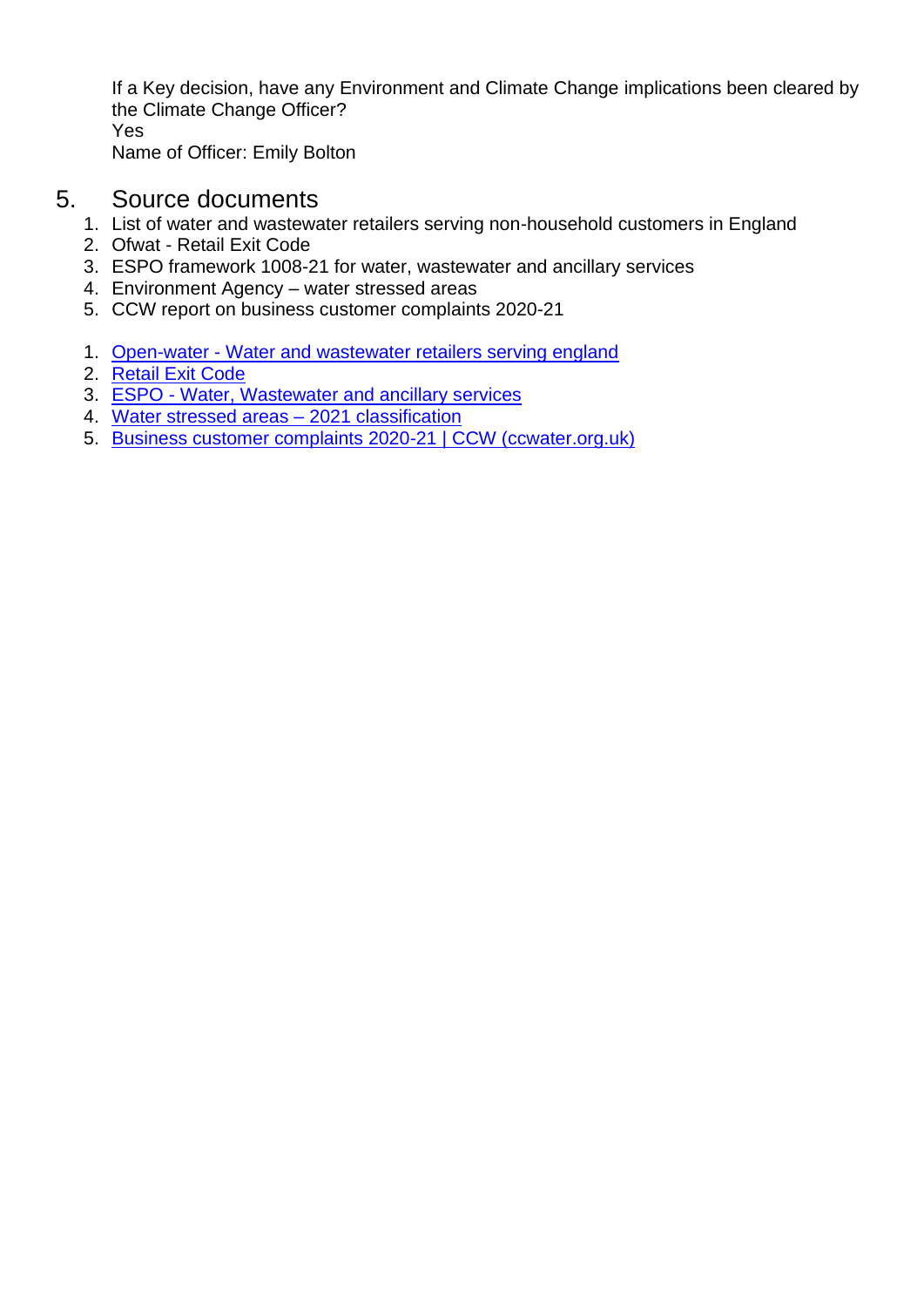If a Key decision, have any Environment and Climate Change implications been cleared by the Climate Change Officer?
Yes
Name of Officer: Emily Bolton

## 5. Source documents

1. List of water and wastewater retailers serving non-household customers in England
2. Ofwat - Retail Exit Code
3. ESPO framework 1008-21 for water, wastewater and ancillary services
4. Environment Agency – water stressed areas
5. CCW report on business customer complaints 2020-21

1. Open-water - Water and wastewater retailers serving england
2. Retail Exit Code
3. ESPO - Water, Wastewater and ancillary services
4. Water stressed areas – 2021 classification
5. Business customer complaints 2020-21 | CCW (ccwater.org.uk)